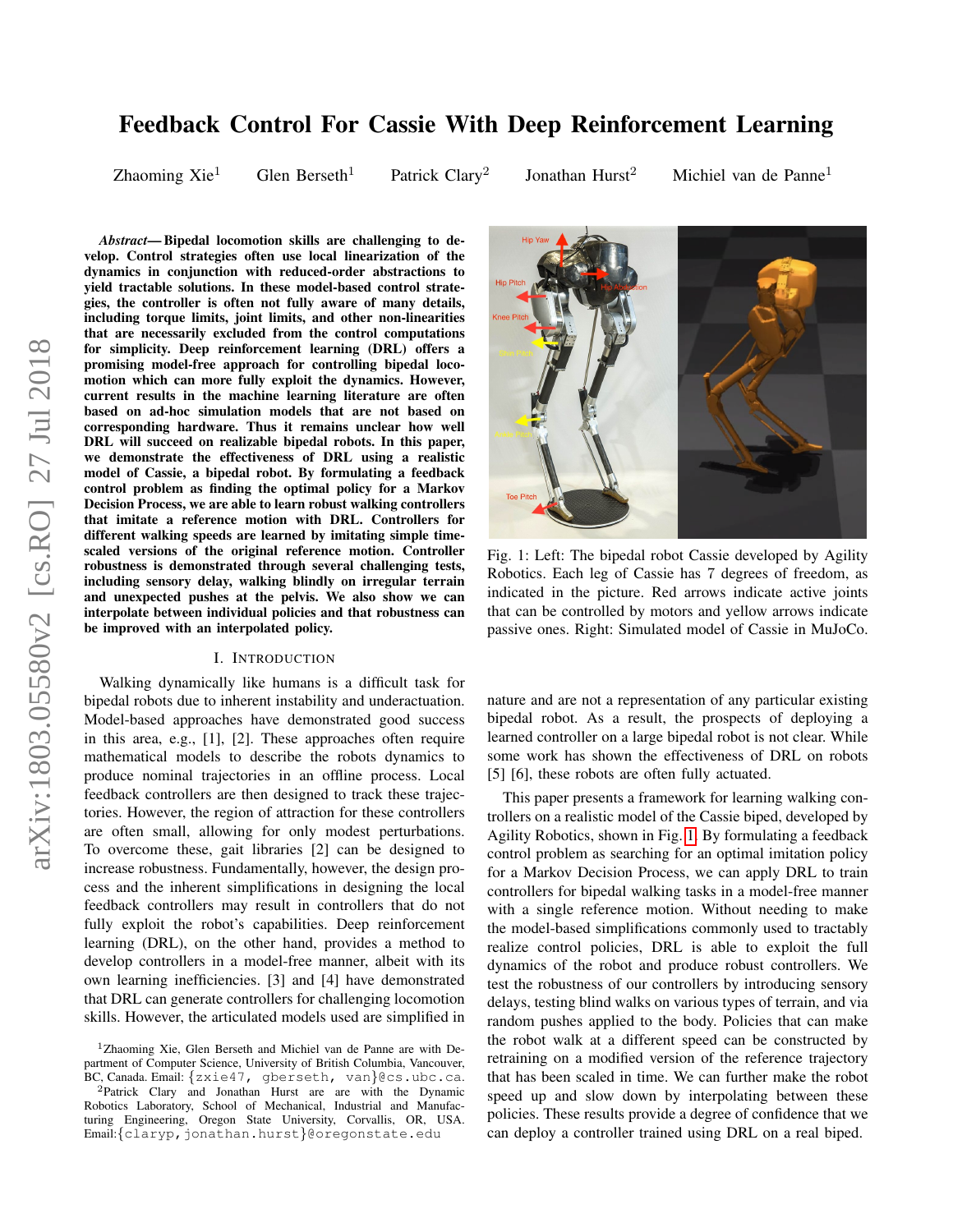# Feedback Control For Cassie With Deep Reinforcement Learning

Zhaoming Xie[1] Glen Berseth[1] Patrick Clary[2] Jonathan Hurst[2] Michiel van de Panne[1]

***Abstract*— Bipedal locomotion skills are challenging to develop. Control strategies often use local linearization of the dynamics in conjunction with reduced-order abstractions to yield tractable solutions. In these model-based control strategies, the controller is often not fully aware of many details, including torque limits, joint limits, and other non-linearities that are necessarily excluded from the control computations for simplicity. Deep reinforcement learning (DRL) offers a promising model-free approach for controlling bipedal locomotion which can more fully exploit the dynamics. However, current results in the machine learning literature are often based on ad-hoc simulation models that are not based on corresponding hardware. Thus it remains unclear how well DRL will succeed on realizable bipedal robots. In this paper, we demonstrate the effectiveness of DRL using a realistic model of Cassie, a bipedal robot. By formulating a feedback control problem as finding the optimal policy for a Markov Decision Process, we are able to learn robust walking controllers that imitate a reference motion with DRL. Controllers for different walking speeds are learned by imitating simple time-scaled versions of the original reference motion. Controller robustness is demonstrated through several challenging tests, including sensory delay, walking blindly on irregular terrain and unexpected pushes at the pelvis. We also show we can interpolate between individual policies and that robustness can be improved with an interpolated policy.**

Fig. 1: Left: The bipedal robot Cassie developed by Agility Robotics. Each leg of Cassie has 7 degrees of freedom, as indicated in the picture. Red arrows indicate active joints that can be controlled by motors and yellow arrows indicate passive ones. Right: Simulated model of Cassie in MuJoCo.

## I. Introduction

Walking dynamically like humans is a difficult task for bipedal robots due to inherent instability and underactuation. Model-based approaches have demonstrated good success in this area, e.g., [1], [2]. These approaches often require mathematical models to describe the robots dynamics to produce nominal trajectories in an offline process. Local feedback controllers are then designed to track these trajectories. However, the region of attraction for these controllers are often small, allowing for only modest perturbations. To overcome these, gait libraries [2] can be designed to increase robustness. Fundamentally, however, the design process and the inherent simplifications in designing the local feedback controllers may result in controllers that do not fully exploit the robot's capabilities. Deep reinforcement learning (DRL), on the other hand, provides a method to develop controllers in a model-free manner, albeit with its own learning inefficiencies. [3] and [4] have demonstrated that DRL can generate controllers for challenging locomotion skills. However, the articulated models used are simplified in nature and are not a representation of any particular existing bipedal robot. As a result, the prospects of deploying a learned controller on a large bipedal robot is not clear. While some work has shown the effectiveness of DRL on robots [5] [6], these robots are often fully actuated.

This paper presents a framework for learning walking controllers on a realistic model of the Cassie biped, developed by Agility Robotics, shown in Fig. 1. By formulating a feedback control problem as searching for an optimal imitation policy for a Markov Decision Process, we can apply DRL to train controllers for bipedal walking tasks in a model-free manner with a single reference motion. Without needing to make the model-based simplifications commonly used to tractably realize control policies, DRL is able to exploit the full dynamics of the robot and produce robust controllers. We test the robustness of our controllers by introducing sensory delays, testing blind walks on various types of terrain, and via random pushes applied to the body. Policies that can make the robot walk at a different speed can be constructed by retraining on a modified version of the reference trajectory that has been scaled in time. We can further make the robot speed up and slow down by interpolating between these policies. These results provide a degree of confidence that we can deploy a controller trained using DRL on a real biped.

[1]Zhaoming Xie, Glen Berseth and Michiel van de Panne are with Department of Computer Science, University of British Columbia, Vancouver, BC, Canada. Email: {zxie47, gberseth, van}@cs.ubc.ca.

[2]Patrick Clary and Jonathan Hurst are are with the Dynamic Robotics Laboratory, School of Mechanical, Industrial and Manufacturing Engineering, Oregon State University, Corvallis, OR, USA. Email:{claryp,jonathan.hurst}@oregonstate.edu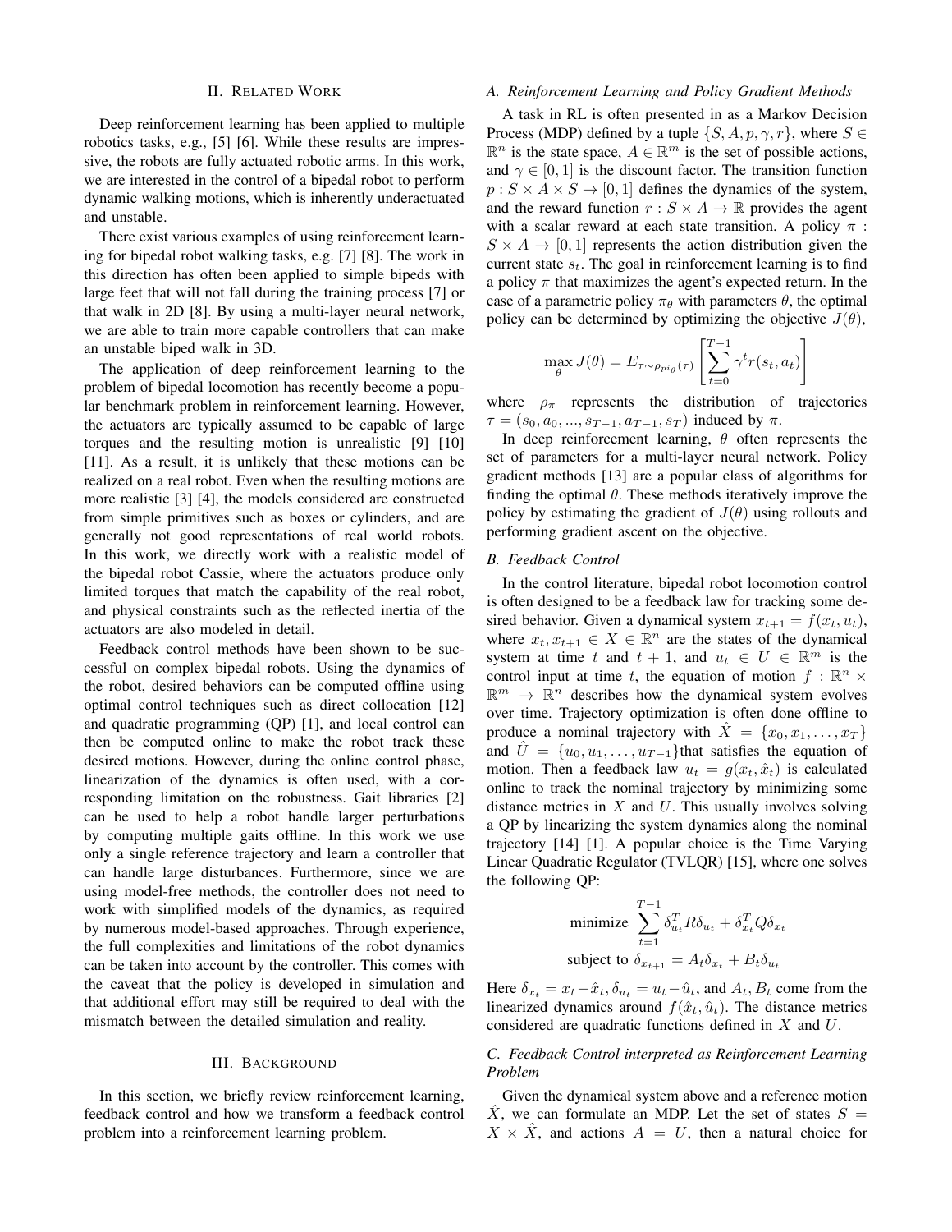## II. Related Work

Deep reinforcement learning has been applied to multiple robotics tasks, e.g., [5] [6]. While these results are impressive, the robots are fully actuated robotic arms. In this work, we are interested in the control of a bipedal robot to perform dynamic walking motions, which is inherently underactuated and unstable.

There exist various examples of using reinforcement learning for bipedal robot walking tasks, e.g. [7] [8]. The work in this direction has often been applied to simple bipeds with large feet that will not fall during the training process [7] or that walk in 2D [8]. By using a multi-layer neural network, we are able to train more capable controllers that can make an unstable biped walk in 3D.

The application of deep reinforcement learning to the problem of bipedal locomotion has recently become a popular benchmark problem in reinforcement learning. However, the actuators are typically assumed to be capable of large torques and the resulting motion is unrealistic [9] [10] [11]. As a result, it is unlikely that these motions can be realized on a real robot. Even when the resulting motions are more realistic [3] [4], the models considered are constructed from simple primitives such as boxes or cylinders, and are generally not good representations of real world robots. In this work, we directly work with a realistic model of the bipedal robot Cassie, where the actuators produce only limited torques that match the capability of the real robot, and physical constraints such as the reflected inertia of the actuators are also modeled in detail.

Feedback control methods have been shown to be successful on complex bipedal robots. Using the dynamics of the robot, desired behaviors can be computed offline using optimal control techniques such as direct collocation [12] and quadratic programming (QP) [1], and local control can then be computed online to make the robot track these desired motions. However, during the online control phase, linearization of the dynamics is often used, with a corresponding limitation on the robustness. Gait libraries [2] can be used to help a robot handle larger perturbations by computing multiple gaits offline. In this work we use only a single reference trajectory and learn a controller that can handle large disturbances. Furthermore, since we are using model-free methods, the controller does not need to work with simplified models of the dynamics, as required by numerous model-based approaches. Through experience, the full complexities and limitations of the robot dynamics can be taken into account by the controller. This comes with the caveat that the policy is developed in simulation and that additional effort may still be required to deal with the mismatch between the detailed simulation and reality.

## III. Background

In this section, we briefly review reinforcement learning, feedback control and how we transform a feedback control problem into a reinforcement learning problem.

### A. Reinforcement Learning and Policy Gradient Methods

A task in RL is often presented in as a Markov Decision Process (MDP) defined by a tuple $\{S, A, p, \gamma, r\}$, where $S \in \mathbb{R}^n$ is the state space, $A \in \mathbb{R}^m$ is the set of possible actions, and $\gamma \in [0, 1]$ is the discount factor. The transition function $p : S \times A \times S \to [0, 1]$ defines the dynamics of the system, and the reward function $r : S \times A \to \mathbb{R}$ provides the agent with a scalar reward at each state transition. A policy $\pi : S \times A \to [0, 1]$ represents the action distribution given the current state $s_t$. The goal in reinforcement learning is to find a policy $\pi$ that maximizes the agent's expected return. In the case of a parametric policy $\pi_\theta$ with parameters $\theta$, the optimal policy can be determined by optimizing the objective $J(\theta)$,

$$\max_{\theta} J(\theta) = E_{\tau \sim \rho_{pi_\theta}(\tau)} \left[ \sum_{t=0}^{T-1} \gamma^t r(s_t, a_t) \right]$$

where $\rho_\pi$ represents the distribution of trajectories $\tau = (s_0, a_0, ..., s_{T-1}, a_{T-1}, s_T)$ induced by $\pi$.

In deep reinforcement learning, $\theta$ often represents the set of parameters for a multi-layer neural network. Policy gradient methods [13] are a popular class of algorithms for finding the optimal $\theta$. These methods iteratively improve the policy by estimating the gradient of $J(\theta)$ using rollouts and performing gradient ascent on the objective.

### B. Feedback Control

In the control literature, bipedal robot locomotion control is often designed to be a feedback law for tracking some desired behavior. Given a dynamical system $x_{t+1} = f(x_t, u_t)$, where $x_t, x_{t+1} \in X \in \mathbb{R}^n$ are the states of the dynamical system at time $t$ and $t + 1$, and $u_t \in U \in \mathbb{R}^m$ is the control input at time $t$, the equation of motion $f : \mathbb{R}^n \times \mathbb{R}^m \to \mathbb{R}^n$ describes how the dynamical system evolves over time. Trajectory optimization is often done offline to produce a nominal trajectory with $\hat{X} = \{x_0, x_1, \dots, x_T\}$ and $\hat{U} = \{u_0, u_1, \dots, u_{T-1}\}$that satisfies the equation of motion. Then a feedback law $u_t = g(x_t, \hat{x}_t)$ is calculated online to track the nominal trajectory by minimizing some distance metrics in $X$ and $U$. This usually involves solving a QP by linearizing the system dynamics along the nominal trajectory [14] [1]. A popular choice is the Time Varying Linear Quadratic Regulator (TVLQR) [15], where one solves the following QP:

$$\begin{aligned} \text{minimize} \ & \sum_{t=1}^{T-1} \delta_{u_t}^T R \delta_{u_t} + \delta_{x_t}^T Q \delta_{x_t} \\ \text{subject to} \ & \delta_{x_{t+1}} = A_t \delta_{x_t} + B_t \delta_{u_t} \end{aligned}$$

Here $\delta_{x_t} = x_t - \hat{x}_t, \delta_{u_t} = u_t - \hat{u}_t$, and $A_t, B_t$ come from the linearized dynamics around $f(\hat{x}_t, \hat{u}_t)$. The distance metrics considered are quadratic functions defined in $X$ and $U$.

### C. Feedback Control interpreted as Reinforcement Learning Problem

Given the dynamical system above and a reference motion $\hat{X}$, we can formulate an MDP. Let the set of states $S = X \times \hat{X}$, and actions $A = U$, then a natural choice for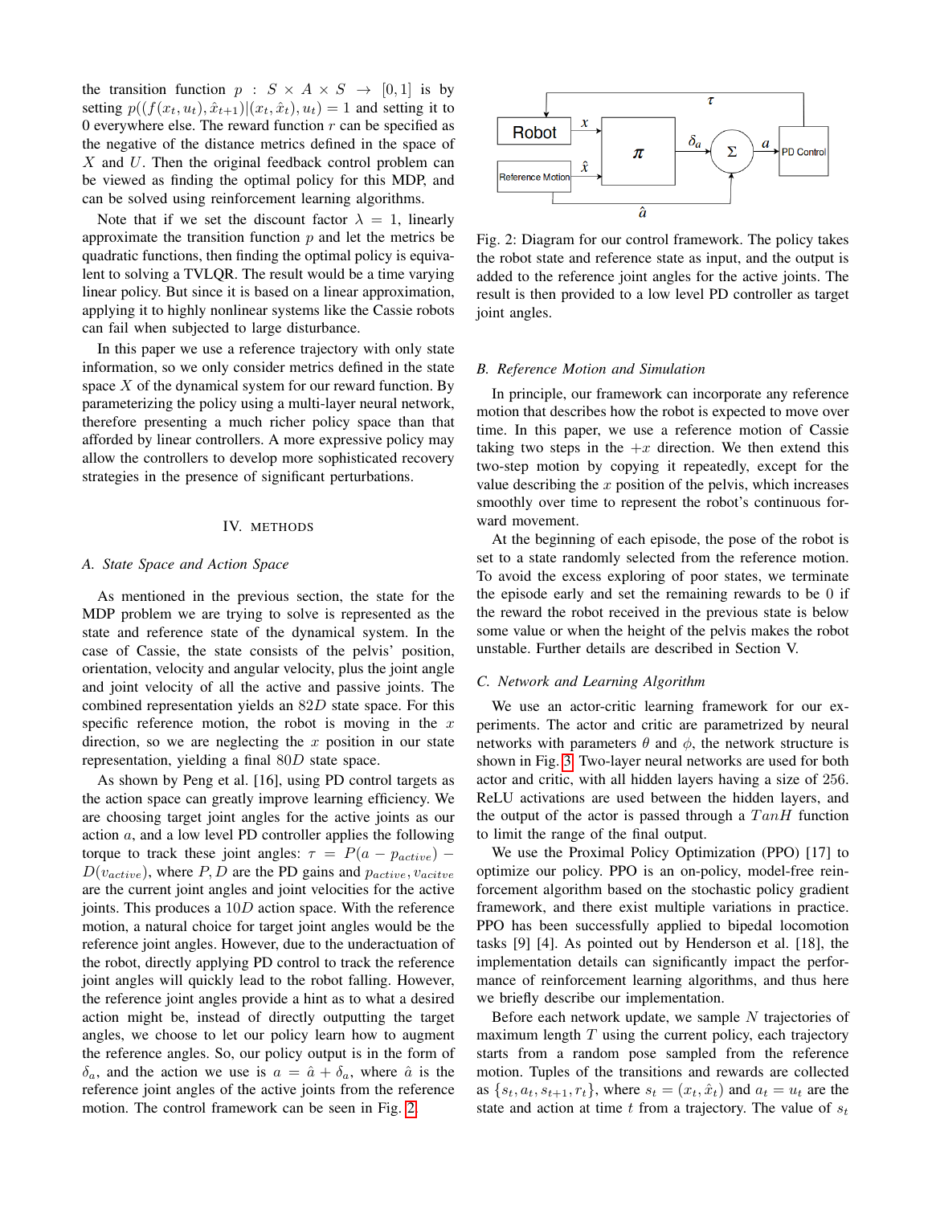the transition function $p : S \times A \times S \rightarrow [0, 1]$ is by setting $p((f(x_t, u_t), \hat{x}_{t+1})|(x_t, \hat{x}_t), u_t) = 1$ and setting it to 0 everywhere else. The reward function $r$ can be specified as the negative of the distance metrics defined in the space of $X$ and $U$. Then the original feedback control problem can be viewed as finding the optimal policy for this MDP, and can be solved using reinforcement learning algorithms.

Note that if we set the discount factor $\lambda = 1$, linearly approximate the transition function $p$ and let the metrics be quadratic functions, then finding the optimal policy is equivalent to solving a TVLQR. The result would be a time varying linear policy. But since it is based on a linear approximation, applying it to highly nonlinear systems like the Cassie robots can fail when subjected to large disturbance.

In this paper we use a reference trajectory with only state information, so we only consider metrics defined in the state space $X$ of the dynamical system for our reward function. By parameterizing the policy using a multi-layer neural network, therefore presenting a much richer policy space than that afforded by linear controllers. A more expressive policy may allow the controllers to develop more sophisticated recovery strategies in the presence of significant perturbations.

## IV. METHODS

### A. State Space and Action Space

As mentioned in the previous section, the state for the MDP problem we are trying to solve is represented as the state and reference state of the dynamical system. In the case of Cassie, the state consists of the pelvis' position, orientation, velocity and angular velocity, plus the joint angle and joint velocity of all the active and passive joints. The combined representation yields an $82D$ state space. For this specific reference motion, the robot is moving in the $x$ direction, so we are neglecting the $x$ position in our state representation, yielding a final $80D$ state space.

As shown by Peng et al. [16], using PD control targets as the action space can greatly improve learning efficiency. We are choosing target joint angles for the active joints as our action $a$, and a low level PD controller applies the following torque to track these joint angles: $\tau = P(a - p_{active}) - D(v_{active})$, where $P, D$ are the PD gains and $p_{active}, v_{acitve}$ are the current joint angles and joint velocities for the active joints. This produces a $10D$ action space. With the reference motion, a natural choice for target joint angles would be the reference joint angles. However, due to the underactuation of the robot, directly applying PD control to track the reference joint angles will quickly lead to the robot falling. However, the reference joint angles provide a hint as to what a desired action might be, instead of directly outputting the target angles, we choose to let our policy learn how to augment the reference angles. So, our policy output is in the form of $\delta_a$, and the action we use is $a = \hat{a} + \delta_a$, where $\hat{a}$ is the reference joint angles of the active joints from the reference motion. The control framework can be seen in Fig. 2.

Fig. 2: Diagram for our control framework. The policy takes the robot state and reference state as input, and the output is added to the reference joint angles for the active joints. The result is then provided to a low level PD controller as target joint angles.

### B. Reference Motion and Simulation

In principle, our framework can incorporate any reference motion that describes how the robot is expected to move over time. In this paper, we use a reference motion of Cassie taking two steps in the $+x$ direction. We then extend this two-step motion by copying it repeatedly, except for the value describing the $x$ position of the pelvis, which increases smoothly over time to represent the robot's continuous forward movement.

At the beginning of each episode, the pose of the robot is set to a state randomly selected from the reference motion. To avoid the excess exploring of poor states, we terminate the episode early and set the remaining rewards to be 0 if the reward the robot received in the previous state is below some value or when the height of the pelvis makes the robot unstable. Further details are described in Section V.

### C. Network and Learning Algorithm

We use an actor-critic learning framework for our experiments. The actor and critic are parametrized by neural networks with parameters $\theta$ and $\phi$, the network structure is shown in Fig. 3. Two-layer neural networks are used for both actor and critic, with all hidden layers having a size of 256. ReLU activations are used between the hidden layers, and the output of the actor is passed through a $TanH$ function to limit the range of the final output.

We use the Proximal Policy Optimization (PPO) [17] to optimize our policy. PPO is an on-policy, model-free reinforcement algorithm based on the stochastic policy gradient framework, and there exist multiple variations in practice. PPO has been successfully applied to bipedal locomotion tasks [9] [4]. As pointed out by Henderson et al. [18], the implementation details can significantly impact the performance of reinforcement learning algorithms, and thus here we briefly describe our implementation.

Before each network update, we sample $N$ trajectories of maximum length $T$ using the current policy, each trajectory starts from a random pose sampled from the reference motion. Tuples of the transitions and rewards are collected as $\{s_t, a_t, s_{t+1}, r_t\}$, where $s_t = (x_t, \hat{x}_t)$ and $a_t = u_t$ are the state and action at time $t$ from a trajectory. The value of $s_t$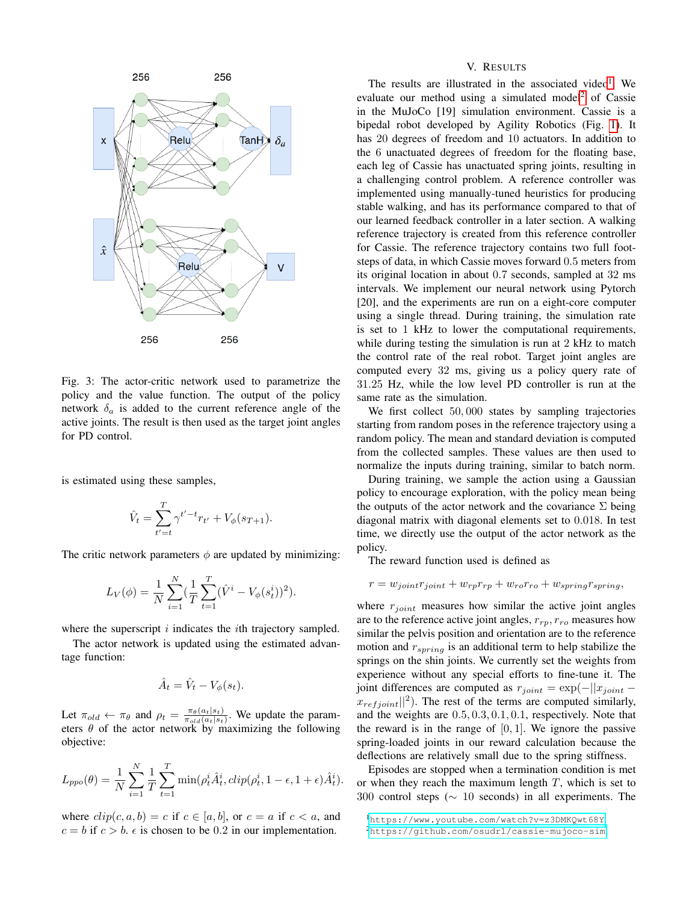Fig. 3: The actor-critic network used to parametrize the policy and the value function. The output of the policy network $\delta_a$ is added to the current reference angle of the active joints. The result is then used as the target joint angles for PD control.

is estimated using these samples,

$$\hat{V}_t = \sum_{t'=t}^{T} \gamma^{t'-t} r_{t'} + V_\phi(s_{T+1}).$$

The critic network parameters $\phi$ are updated by minimizing:

$$L_V(\phi) = \frac{1}{N}\sum_{i=1}^{N}\left(\frac{1}{T}\sum_{t=1}^{T}(\hat{V}^i - V_\phi(s_t^i))^2\right).$$

where the superscript $i$ indicates the $i$th trajectory sampled.

The actor network is updated using the estimated advantage function:

$$\hat{A}_t = \hat{V}_t - V_\phi(s_t).$$

Let $\pi_{old} \leftarrow \pi_\theta$ and $\rho_t = \frac{\pi_\theta(a_t|s_t)}{\pi_{old}(a_t|s_t)}$. We update the parameters $\theta$ of the actor network by maximizing the following objective:

$$L_{ppo}(\theta) = \frac{1}{N}\sum_{i=1}^{N}\frac{1}{T}\sum_{t=1}^{T}\min(\rho_t^i \hat{A}_t^i, clip(\rho_t^i, 1-\epsilon, 1+\epsilon)\hat{A}_t^i).$$

where $clip(c, a, b) = c$ if $c \in [a, b]$, or $c = a$ if $c < a$, and $c = b$ if $c > b$. $\epsilon$ is chosen to be 0.2 in our implementation.

# V. RESULTS

The results are illustrated in the associated video[1]. We evaluate our method using a simulated model[2] of Cassie in the MuJoCo [19] simulation environment. Cassie is a bipedal robot developed by Agility Robotics (Fig. 1). It has 20 degrees of freedom and 10 actuators. In addition to the 6 unactuated degrees of freedom for the floating base, each leg of Cassie has unactuated spring joints, resulting in a challenging control problem. A reference controller was implemented using manually-tuned heuristics for producing stable walking, and has its performance compared to that of our learned feedback controller in a later section. A walking reference trajectory is created from this reference controller for Cassie. The reference trajectory contains two full footsteps of data, in which Cassie moves forward 0.5 meters from its original location in about 0.7 seconds, sampled at 32 ms intervals. We implement our neural network using Pytorch [20], and the experiments are run on a eight-core computer using a single thread. During training, the simulation rate is set to 1 kHz to lower the computational requirements, while during testing the simulation is run at 2 kHz to match the control rate of the real robot. Target joint angles are computed every 32 ms, giving us a policy query rate of 31.25 Hz, while the low level PD controller is run at the same rate as the simulation.

We first collect 50,000 states by sampling trajectories starting from random poses in the reference trajectory using a random policy. The mean and standard deviation is computed from the collected samples. These values are then used to normalize the inputs during training, similar to batch norm.

During training, we sample the action using a Gaussian policy to encourage exploration, with the policy mean being the outputs of the actor network and the covariance $\Sigma$ being diagonal matrix with diagonal elements set to 0.018. In test time, we directly use the output of the actor network as the policy.

The reward function used is defined as

$$r = w_{joint}r_{joint} + w_{rp}r_{rp} + w_{ro}r_{ro} + w_{spring}r_{spring},$$

where $r_{joint}$ measures how similar the active joint angles are to the reference active joint angles, $r_{rp}, r_{ro}$ measures how similar the pelvis position and orientation are to the reference motion and $r_{spring}$ is an additional term to help stabilize the springs on the shin joints. We set the weights from experience without any special efforts to fine-tune it. The joint differences are computed as $r_{joint} = \exp(-||x_{joint} - x_{refjoint}||^2)$. The rest of the terms are computed similarly, and the weights are 0.5, 0.3, 0.1, 0.1, respectively. Note that the reward is in the range of $[0, 1]$. We ignore the passive spring-loaded joints in our reward calculation because the deflections are relatively small due to the spring stiffness.

Episodes are stopped when a termination condition is met or when they reach the maximum length $T$, which is set to 300 control steps ($\sim$ 10 seconds) in all experiments. The

[1] https://www.youtube.com/watch?v=z3DMKQwt68Y

[2] https://github.com/osudrl/cassie-mujoco-sim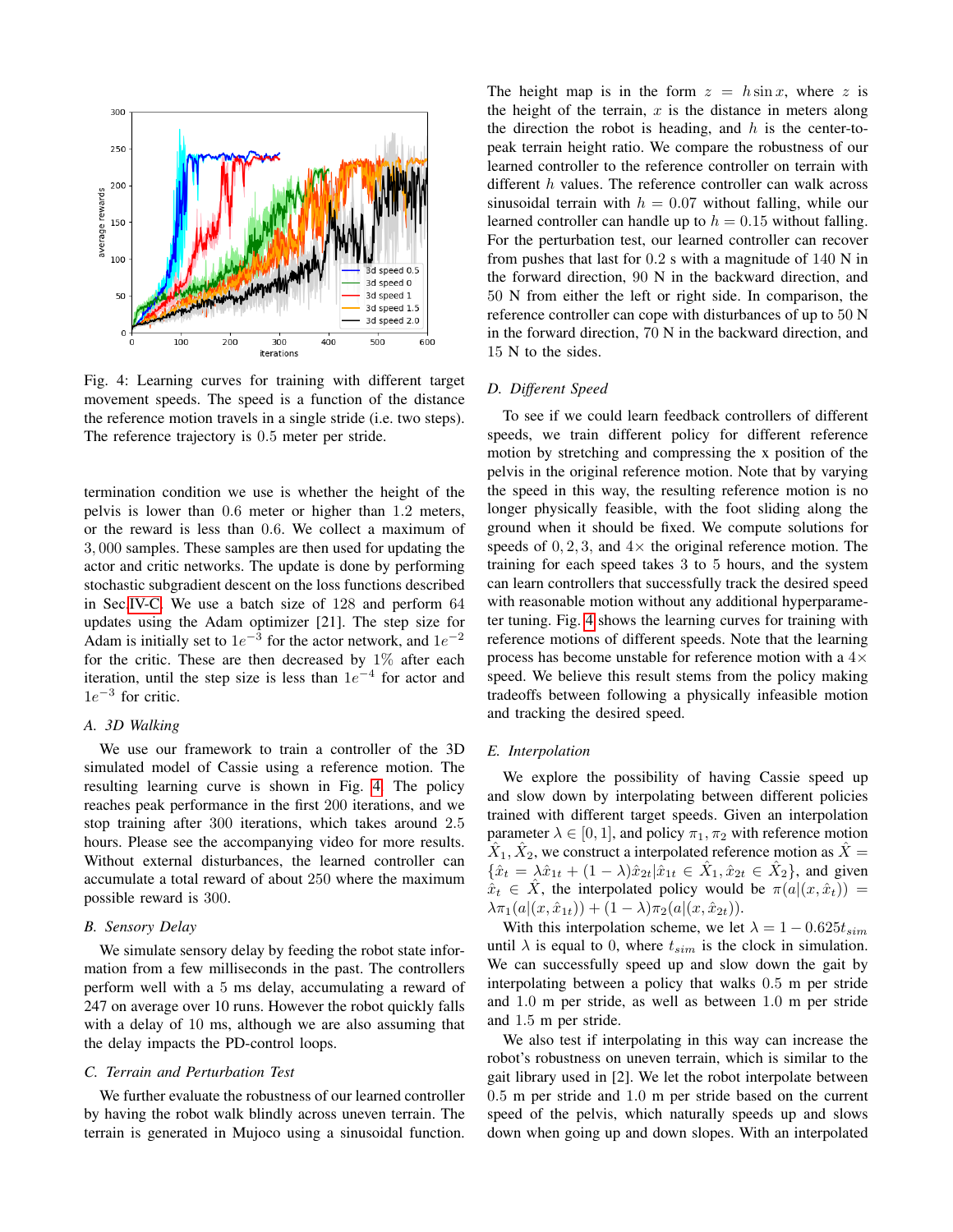Fig. 4: Learning curves for training with different target movement speeds. The speed is a function of the distance the reference motion travels in a single stride (i.e. two steps). The reference trajectory is 0.5 meter per stride.

termination condition we use is whether the height of the pelvis is lower than 0.6 meter or higher than 1.2 meters, or the reward is less than 0.6. We collect a maximum of 3,000 samples. These samples are then used for updating the actor and critic networks. The update is done by performing stochastic subgradient descent on the loss functions described in Sec. IV-C. We use a batch size of 128 and perform 64 updates using the Adam optimizer [21]. The step size for Adam is initially set to $1e^{-3}$ for the actor network, and $1e^{-2}$ for the critic. These are then decreased by 1% after each iteration, until the step size is less than $1e^{-4}$ for actor and $1e^{-3}$ for critic.

### A. 3D Walking

We use our framework to train a controller of the 3D simulated model of Cassie using a reference motion. The resulting learning curve is shown in Fig. 4. The policy reaches peak performance in the first 200 iterations, and we stop training after 300 iterations, which takes around 2.5 hours. Please see the accompanying video for more results. Without external disturbances, the learned controller can accumulate a total reward of about 250 where the maximum possible reward is 300.

### B. Sensory Delay

We simulate sensory delay by feeding the robot state information from a few milliseconds in the past. The controllers perform well with a 5 ms delay, accumulating a reward of 247 on average over 10 runs. However the robot quickly falls with a delay of 10 ms, although we are also assuming that the delay impacts the PD-control loops.

### C. Terrain and Perturbation Test

We further evaluate the robustness of our learned controller by having the robot walk blindly across uneven terrain. The terrain is generated in Mujoco using a sinusoidal function. The height map is in the form $z = h \sin x$, where $z$ is the height of the terrain, $x$ is the distance in meters along the direction the robot is heading, and $h$ is the center-to-peak terrain height ratio. We compare the robustness of our learned controller to the reference controller on terrain with different $h$ values. The reference controller can walk across sinusoidal terrain with $h = 0.07$ without falling, while our learned controller can handle up to $h = 0.15$ without falling. For the perturbation test, our learned controller can recover from pushes that last for 0.2 s with a magnitude of 140 N in the forward direction, 90 N in the backward direction, and 50 N from either the left or right side. In comparison, the reference controller can cope with disturbances of up to 50 N in the forward direction, 70 N in the backward direction, and 15 N to the sides.

### D. Different Speed

To see if we could learn feedback controllers of different speeds, we train different policy for different reference motion by stretching and compressing the x position of the pelvis in the original reference motion. Note that by varying the speed in this way, the resulting reference motion is no longer physically feasible, with the foot sliding along the ground when it should be fixed. We compute solutions for speeds of 0, 2, 3, and 4× the original reference motion. The training for each speed takes 3 to 5 hours, and the system can learn controllers that successfully track the desired speed with reasonable motion without any additional hyperparameter tuning. Fig. 4 shows the learning curves for training with reference motions of different speeds. Note that the learning process has become unstable for reference motion with a 4× speed. We believe this result stems from the policy making tradeoffs between following a physically infeasible motion and tracking the desired speed.

### E. Interpolation

We explore the possibility of having Cassie speed up and slow down by interpolating between different policies trained with different target speeds. Given an interpolation parameter $\lambda \in [0, 1]$, and policy $\pi_1, \pi_2$ with reference motion $\hat{X}_1, \hat{X}_2$, we construct a interpolated reference motion as $\hat{X} = \{\hat{x}_t = \lambda \hat{x}_{1t} + (1-\lambda)\hat{x}_{2t} | \hat{x}_{1t} \in \hat{X}_1, \hat{x}_{2t} \in \hat{X}_2\}$, and given $\hat{x}_t \in \hat{X}$, the interpolated policy would be $\pi(a|(x, \hat{x}_t)) = \lambda \pi_1(a|(x, \hat{x}_{1t})) + (1-\lambda)\pi_2(a|(x, \hat{x}_{2t}))$.

With this interpolation scheme, we let $\lambda = 1 - 0.625 t_{sim}$ until $\lambda$ is equal to 0, where $t_{sim}$ is the clock in simulation. We can successfully speed up and slow down the gait by interpolating between a policy that walks 0.5 m per stride and 1.0 m per stride, as well as between 1.0 m per stride and 1.5 m per stride.

We also test if interpolating in this way can increase the robot's robustness on uneven terrain, which is similar to the gait library used in [2]. We let the robot interpolate between 0.5 m per stride and 1.0 m per stride based on the current speed of the pelvis, which naturally speeds up and slows down when going up and down slopes. With an interpolated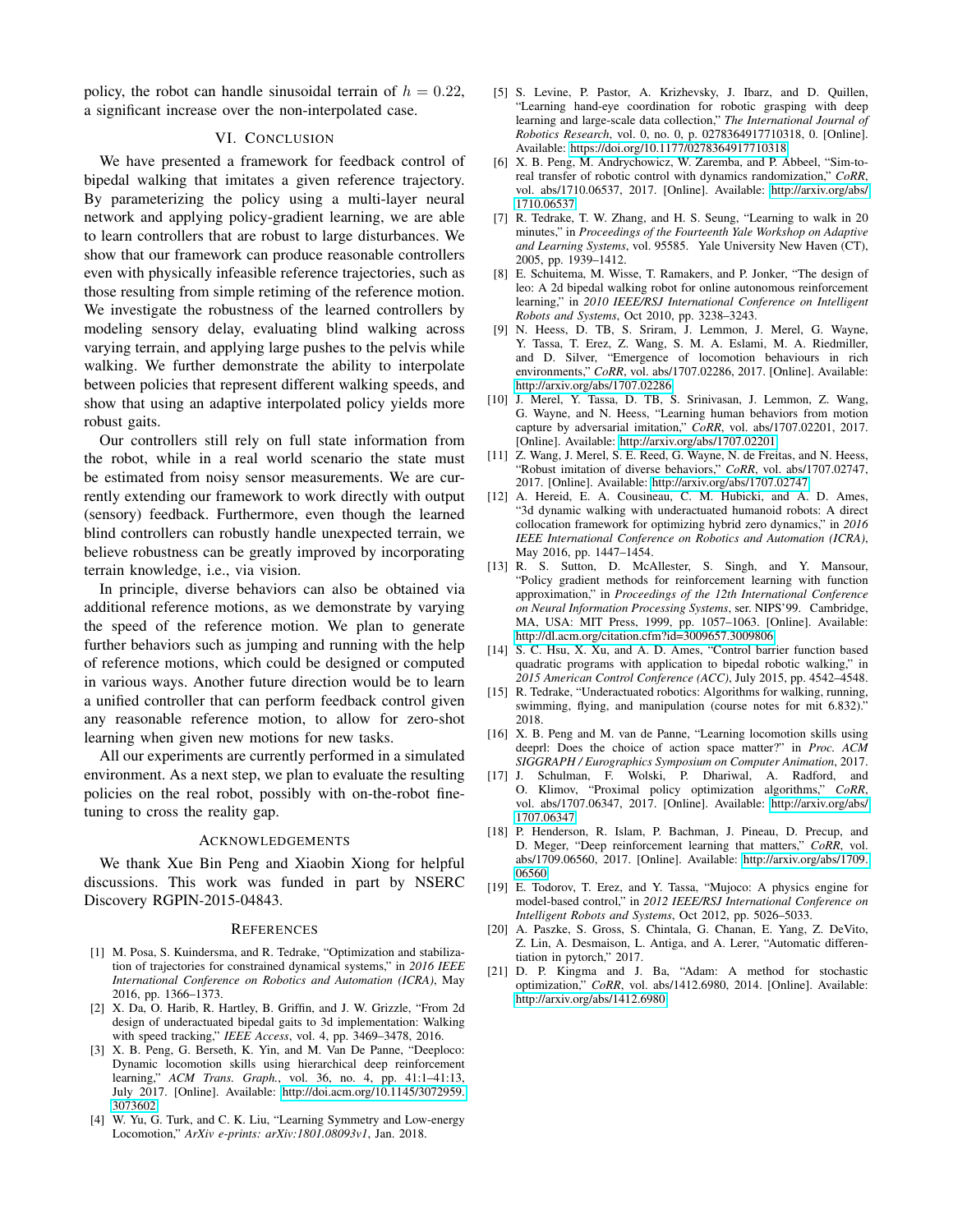policy, the robot can handle sinusoidal terrain of $h = 0.22$, a significant increase over the non-interpolated case.

## VI. Conclusion

We have presented a framework for feedback control of bipedal walking that imitates a given reference trajectory. By parameterizing the policy using a multi-layer neural network and applying policy-gradient learning, we are able to learn controllers that are robust to large disturbances. We show that our framework can produce reasonable controllers even with physically infeasible reference trajectories, such as those resulting from simple retiming of the reference motion. We investigate the robustness of the learned controllers by modeling sensory delay, evaluating blind walking across varying terrain, and applying large pushes to the pelvis while walking. We further demonstrate the ability to interpolate between policies that represent different walking speeds, and show that using an adaptive interpolated policy yields more robust gaits.

Our controllers still rely on full state information from the robot, while in a real world scenario the state must be estimated from noisy sensor measurements. We are currently extending our framework to work directly with output (sensory) feedback. Furthermore, even though the learned blind controllers can robustly handle unexpected terrain, we believe robustness can be greatly improved by incorporating terrain knowledge, i.e., via vision.

In principle, diverse behaviors can also be obtained via additional reference motions, as we demonstrate by varying the speed of the reference motion. We plan to generate further behaviors such as jumping and running with the help of reference motions, which could be designed or computed in various ways. Another future direction would be to learn a unified controller that can perform feedback control given any reasonable reference motion, to allow for zero-shot learning when given new motions for new tasks.

All our experiments are currently performed in a simulated environment. As a next step, we plan to evaluate the resulting policies on the real robot, possibly with on-the-robot fine-tuning to cross the reality gap.

## Acknowledgements

We thank Xue Bin Peng and Xiaobin Xiong for helpful discussions. This work was funded in part by NSERC Discovery RGPIN-2015-04843.

## References

[1] M. Posa, S. Kuindersma, and R. Tedrake, "Optimization and stabilization of trajectories for constrained dynamical systems," in *2016 IEEE International Conference on Robotics and Automation (ICRA)*, May 2016, pp. 1366–1373.

[2] X. Da, O. Harib, R. Hartley, B. Griffin, and J. W. Grizzle, "From 2d design of underactuated bipedal gaits to 3d implementation: Walking with speed tracking," *IEEE Access*, vol. 4, pp. 3469–3478, 2016.

[3] X. B. Peng, G. Berseth, K. Yin, and M. Van De Panne, "Deeploco: Dynamic locomotion skills using hierarchical deep reinforcement learning," *ACM Trans. Graph.*, vol. 36, no. 4, pp. 41:1–41:13, July 2017. [Online]. Available: http://doi.acm.org/10.1145/3072959.3073602

[4] W. Yu, G. Turk, and C. K. Liu, "Learning Symmetry and Low-energy Locomotion," *ArXiv e-prints: arXiv:1801.08093v1*, Jan. 2018.

[5] S. Levine, P. Pastor, A. Krizhevsky, J. Ibarz, and D. Quillen, "Learning hand-eye coordination for robotic grasping with deep learning and large-scale data collection," *The International Journal of Robotics Research*, vol. 0, no. 0, p. 0278364917710318, 0. [Online]. Available: https://doi.org/10.1177/0278364917710318

[6] X. B. Peng, M. Andrychowicz, W. Zaremba, and P. Abbeel, "Sim-to-real transfer of robotic control with dynamics randomization," *CoRR*, vol. abs/1710.06537, 2017. [Online]. Available: http://arxiv.org/abs/1710.06537

[7] R. Tedrake, T. W. Zhang, and H. S. Seung, "Learning to walk in 20 minutes," in *Proceedings of the Fourteenth Yale Workshop on Adaptive and Learning Systems*, vol. 95585. Yale University New Haven (CT), 2005, pp. 1939–1412.

[8] E. Schuitema, M. Wisse, T. Ramakers, and P. Jonker, "The design of leo: A 2d bipedal walking robot for online autonomous reinforcement learning," in *2010 IEEE/RSJ International Conference on Intelligent Robots and Systems*, Oct 2010, pp. 3238–3243.

[9] N. Heess, D. TB, S. Sriram, J. Lemmon, J. Merel, G. Wayne, Y. Tassa, T. Erez, Z. Wang, S. M. A. Eslami, M. A. Riedmiller, and D. Silver, "Emergence of locomotion behaviours in rich environments," *CoRR*, vol. abs/1707.02286, 2017. [Online]. Available: http://arxiv.org/abs/1707.02286

[10] J. Merel, Y. Tassa, D. TB, S. Srinivasan, J. Lemmon, Z. Wang, G. Wayne, and N. Heess, "Learning human behaviors from motion capture by adversarial imitation," *CoRR*, vol. abs/1707.02201, 2017. [Online]. Available: http://arxiv.org/abs/1707.02201

[11] Z. Wang, J. Merel, S. E. Reed, G. Wayne, N. de Freitas, and N. Heess, "Robust imitation of diverse behaviors," *CoRR*, vol. abs/1707.02747, 2017. [Online]. Available: http://arxiv.org/abs/1707.02747

[12] A. Hereid, E. A. Cousineau, C. M. Hubicki, and A. D. Ames, "3d dynamic walking with underactuated humanoid robots: A direct collocation framework for optimizing hybrid zero dynamics," in *2016 IEEE International Conference on Robotics and Automation (ICRA)*, May 2016, pp. 1447–1454.

[13] R. S. Sutton, D. McAllester, S. Singh, and Y. Mansour, "Policy gradient methods for reinforcement learning with function approximation," in *Proceedings of the 12th International Conference on Neural Information Processing Systems*, ser. NIPS'99. Cambridge, MA, USA: MIT Press, 1999, pp. 1057–1063. [Online]. Available: http://dl.acm.org/citation.cfm?id=3009657.3009806

[14] S. C. Hsu, X. Xu, and A. D. Ames, "Control barrier function based quadratic programs with application to bipedal robotic walking," in *2015 American Control Conference (ACC)*, July 2015, pp. 4542–4548.

[15] R. Tedrake, "Underactuated robotics: Algorithms for walking, running, swimming, flying, and manipulation (course notes for mit 6.832)." 2018.

[16] X. B. Peng and M. van de Panne, "Learning locomotion skills using deeprl: Does the choice of action space matter?" in *Proc. ACM SIGGRAPH / Eurographics Symposium on Computer Animation*, 2017.

[17] J. Schulman, F. Wolski, P. Dhariwal, A. Radford, and O. Klimov, "Proximal policy optimization algorithms," *CoRR*, vol. abs/1707.06347, 2017. [Online]. Available: http://arxiv.org/abs/1707.06347

[18] P. Henderson, R. Islam, P. Bachman, J. Pineau, D. Precup, and D. Meger, "Deep reinforcement learning that matters," *CoRR*, vol. abs/1709.06560, 2017. [Online]. Available: http://arxiv.org/abs/1709.06560

[19] E. Todorov, T. Erez, and Y. Tassa, "Mujoco: A physics engine for model-based control," in *2012 IEEE/RSJ International Conference on Intelligent Robots and Systems*, Oct 2012, pp. 5026–5033.

[20] A. Paszke, S. Gross, S. Chintala, G. Chanan, E. Yang, Z. DeVito, Z. Lin, A. Desmaison, L. Antiga, and A. Lerer, "Automatic differentiation in pytorch," 2017.

[21] D. P. Kingma and J. Ba, "Adam: A method for stochastic optimization," *CoRR*, vol. abs/1412.6980, 2014. [Online]. Available: http://arxiv.org/abs/1412.6980